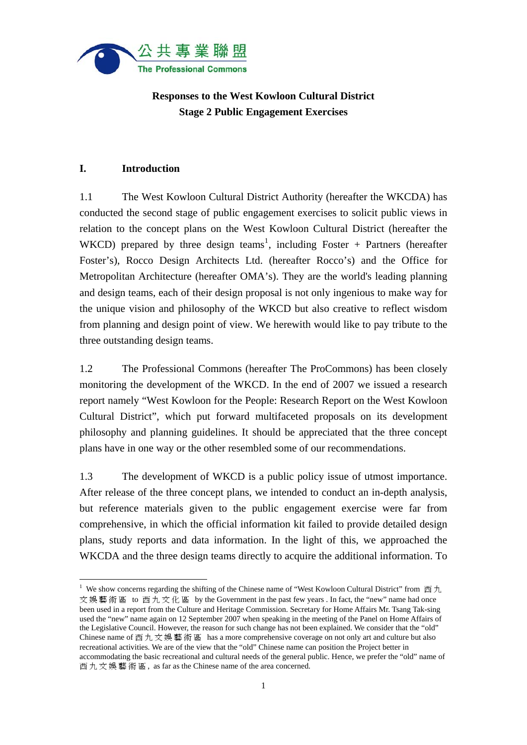公共專業聯盟
The Professional Commons

**Responses to the West Kowloon Cultural District**
**Stage 2 Public Engagement Exercises**

## I. Introduction

1.1 The West Kowloon Cultural District Authority (hereafter the WKCDA) has conducted the second stage of public engagement exercises to solicit public views in relation to the concept plans on the West Kowloon Cultural District (hereafter the WKCD) prepared by three design teams[1], including Foster + Partners (hereafter Foster's), Rocco Design Architects Ltd. (hereafter Rocco's) and the Office for Metropolitan Architecture (hereafter OMA's). They are the world's leading planning and design teams, each of their design proposal is not only ingenious to make way for the unique vision and philosophy of the WKCD but also creative to reflect wisdom from planning and design point of view. We herewith would like to pay tribute to the three outstanding design teams.

1.2 The Professional Commons (hereafter The ProCommons) has been closely monitoring the development of the WKCD. In the end of 2007 we issued a research report namely "West Kowloon for the People: Research Report on the West Kowloon Cultural District", which put forward multifaceted proposals on its development philosophy and planning guidelines. It should be appreciated that the three concept plans have in one way or the other resembled some of our recommendations.

1.3 The development of WKCD is a public policy issue of utmost importance. After release of the three concept plans, we intended to conduct an in-depth analysis, but reference materials given to the public engagement exercise were far from comprehensive, in which the official information kit failed to provide detailed design plans, study reports and data information. In the light of this, we approached the WKCDA and the three design teams directly to acquire the additional information. To

[1] We show concerns regarding the shifting of the Chinese name of "West Kowloon Cultural District" from 西九文娛藝術區 to 西九文化區 by the Government in the past few years . In fact, the "new" name had once been used in a report from the Culture and Heritage Commission. Secretary for Home Affairs Mr. Tsang Tak-sing used the "new" name again on 12 September 2007 when speaking in the meeting of the Panel on Home Affairs of the Legislative Council. However, the reason for such change has not been explained. We consider that the "old" Chinese name of 西九文娛藝術區 has a more comprehensive coverage on not only art and culture but also recreational activities. We are of the view that the "old" Chinese name can position the Project better in accommodating the basic recreational and cultural needs of the general public. Hence, we prefer the "old" name of 西九文娛藝術區, as far as the Chinese name of the area concerned.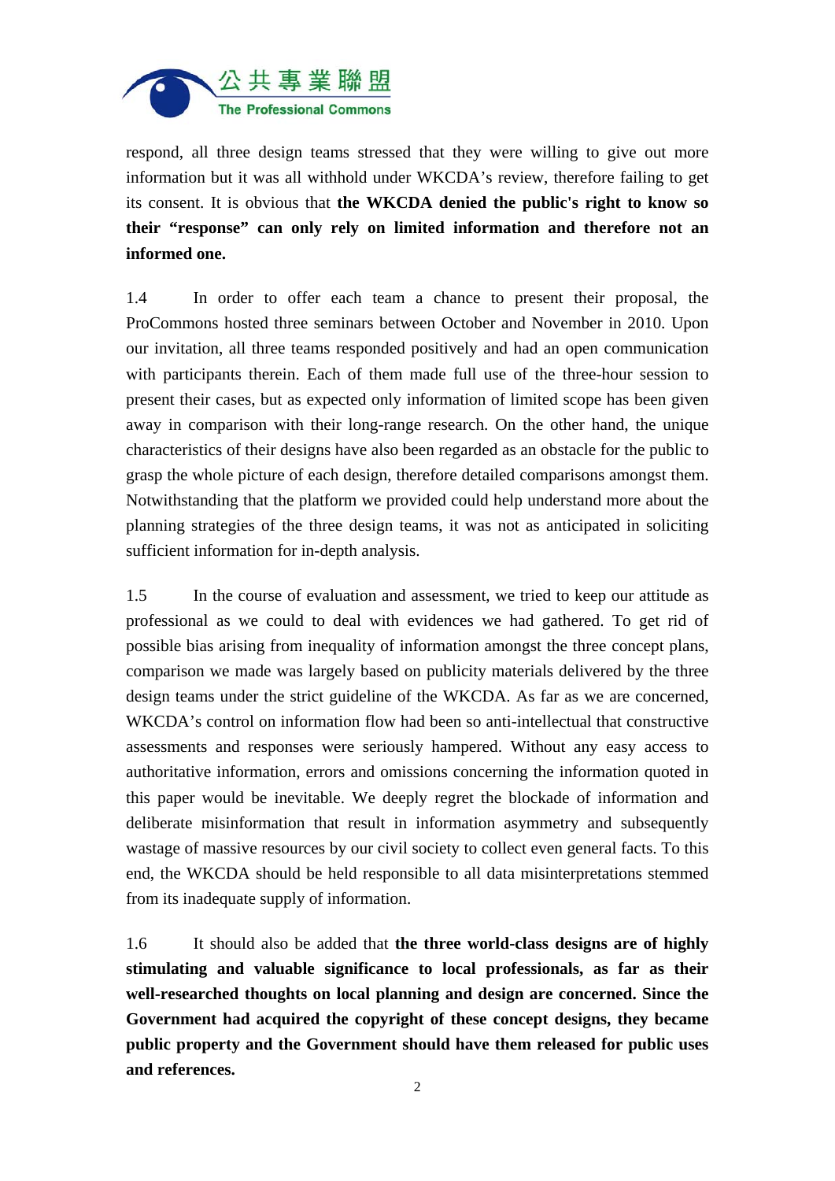respond, all three design teams stressed that they were willing to give out more information but it was all withhold under WKCDA's review, therefore failing to get its consent. It is obvious that **the WKCDA denied the public's right to know so their "response" can only rely on limited information and therefore not an informed one.**

1.4 In order to offer each team a chance to present their proposal, the ProCommons hosted three seminars between October and November in 2010. Upon our invitation, all three teams responded positively and had an open communication with participants therein. Each of them made full use of the three-hour session to present their cases, but as expected only information of limited scope has been given away in comparison with their long-range research. On the other hand, the unique characteristics of their designs have also been regarded as an obstacle for the public to grasp the whole picture of each design, therefore detailed comparisons amongst them. Notwithstanding that the platform we provided could help understand more about the planning strategies of the three design teams, it was not as anticipated in soliciting sufficient information for in-depth analysis.

1.5 In the course of evaluation and assessment, we tried to keep our attitude as professional as we could to deal with evidences we had gathered. To get rid of possible bias arising from inequality of information amongst the three concept plans, comparison we made was largely based on publicity materials delivered by the three design teams under the strict guideline of the WKCDA. As far as we are concerned, WKCDA's control on information flow had been so anti-intellectual that constructive assessments and responses were seriously hampered. Without any easy access to authoritative information, errors and omissions concerning the information quoted in this paper would be inevitable. We deeply regret the blockade of information and deliberate misinformation that result in information asymmetry and subsequently wastage of massive resources by our civil society to collect even general facts. To this end, the WKCDA should be held responsible to all data misinterpretations stemmed from its inadequate supply of information.

1.6 It should also be added that **the three world-class designs are of highly stimulating and valuable significance to local professionals, as far as their well-researched thoughts on local planning and design are concerned. Since the Government had acquired the copyright of these concept designs, they became public property and the Government should have them released for public uses and references.**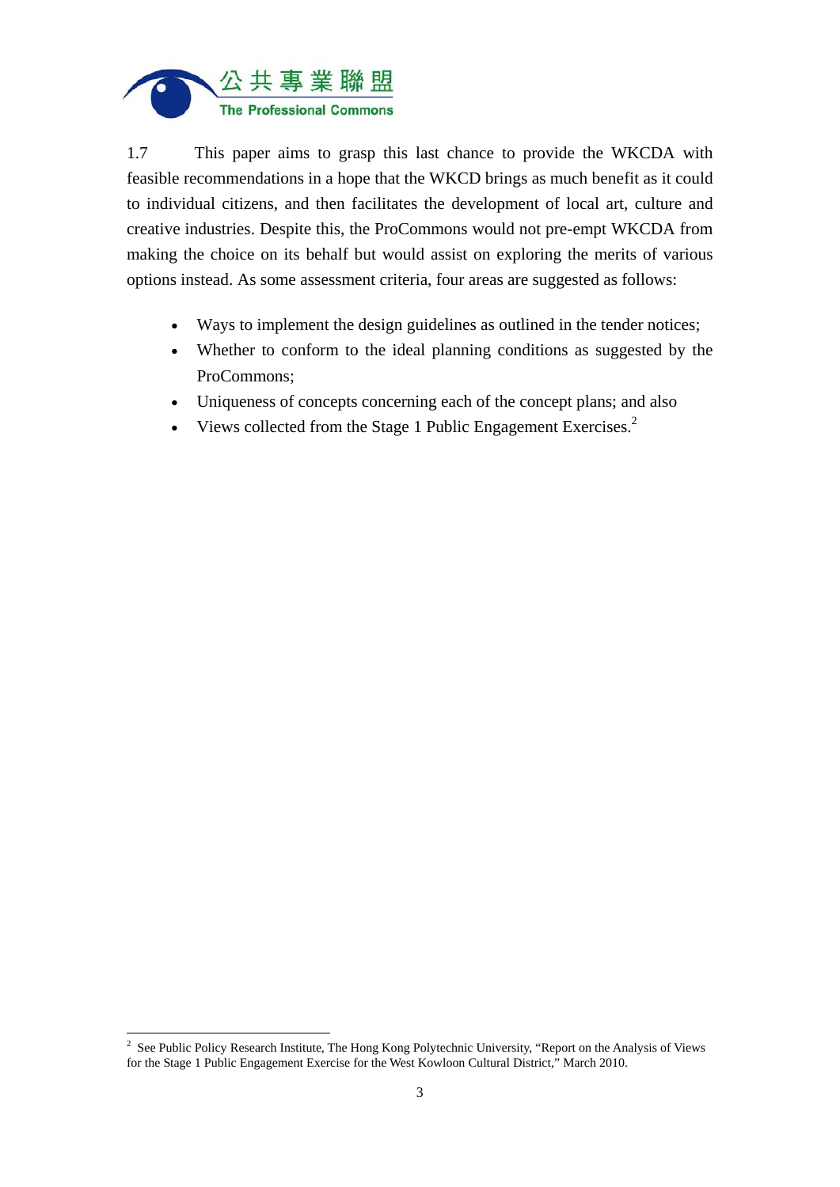1.7 This paper aims to grasp this last chance to provide the WKCDA with feasible recommendations in a hope that the WKCD brings as much benefit as it could to individual citizens, and then facilitates the development of local art, culture and creative industries. Despite this, the ProCommons would not pre-empt WKCDA from making the choice on its behalf but would assist on exploring the merits of various options instead. As some assessment criteria, four areas are suggested as follows:

- Ways to implement the design guidelines as outlined in the tender notices;
- Whether to conform to the ideal planning conditions as suggested by the ProCommons;
- Uniqueness of concepts concerning each of the concept plans; and also
- Views collected from the Stage 1 Public Engagement Exercises.[2]

---

[2] See Public Policy Research Institute, The Hong Kong Polytechnic University, "Report on the Analysis of Views for the Stage 1 Public Engagement Exercise for the West Kowloon Cultural District," March 2010.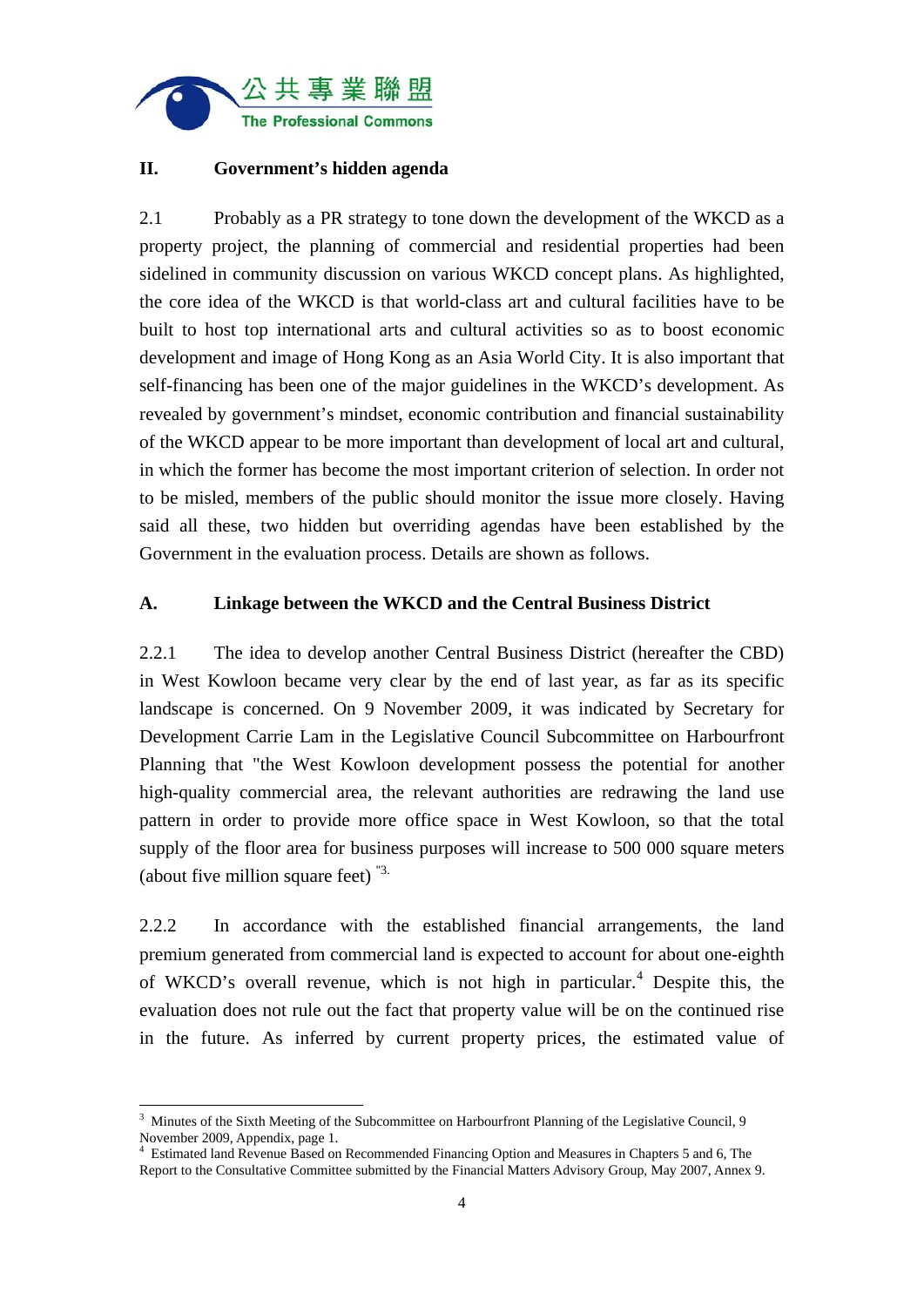## II. Government's hidden agenda

2.1 Probably as a PR strategy to tone down the development of the WKCD as a property project, the planning of commercial and residential properties had been sidelined in community discussion on various WKCD concept plans. As highlighted, the core idea of the WKCD is that world-class art and cultural facilities have to be built to host top international arts and cultural activities so as to boost economic development and image of Hong Kong as an Asia World City. It is also important that self-financing has been one of the major guidelines in the WKCD's development. As revealed by government's mindset, economic contribution and financial sustainability of the WKCD appear to be more important than development of local art and cultural, in which the former has become the most important criterion of selection. In order not to be misled, members of the public should monitor the issue more closely. Having said all these, two hidden but overriding agendas have been established by the Government in the evaluation process. Details are shown as follows.

### A. Linkage between the WKCD and the Central Business District

2.2.1 The idea to develop another Central Business District (hereafter the CBD) in West Kowloon became very clear by the end of last year, as far as its specific landscape is concerned. On 9 November 2009, it was indicated by Secretary for Development Carrie Lam in the Legislative Council Subcommittee on Harbourfront Planning that "the West Kowloon development possess the potential for another high-quality commercial area, the relevant authorities are redrawing the land use pattern in order to provide more office space in West Kowloon, so that the total supply of the floor area for business purposes will increase to 500 000 square meters (about five million square feet) "[3].

2.2.2 In accordance with the established financial arrangements, the land premium generated from commercial land is expected to account for about one-eighth of WKCD's overall revenue, which is not high in particular.[4] Despite this, the evaluation does not rule out the fact that property value will be on the continued rise in the future. As inferred by current property prices, the estimated value of

---

[3] Minutes of the Sixth Meeting of the Subcommittee on Harbourfront Planning of the Legislative Council, 9 November 2009, Appendix, page 1.

[4] Estimated land Revenue Based on Recommended Financing Option and Measures in Chapters 5 and 6, The Report to the Consultative Committee submitted by the Financial Matters Advisory Group, May 2007, Annex 9.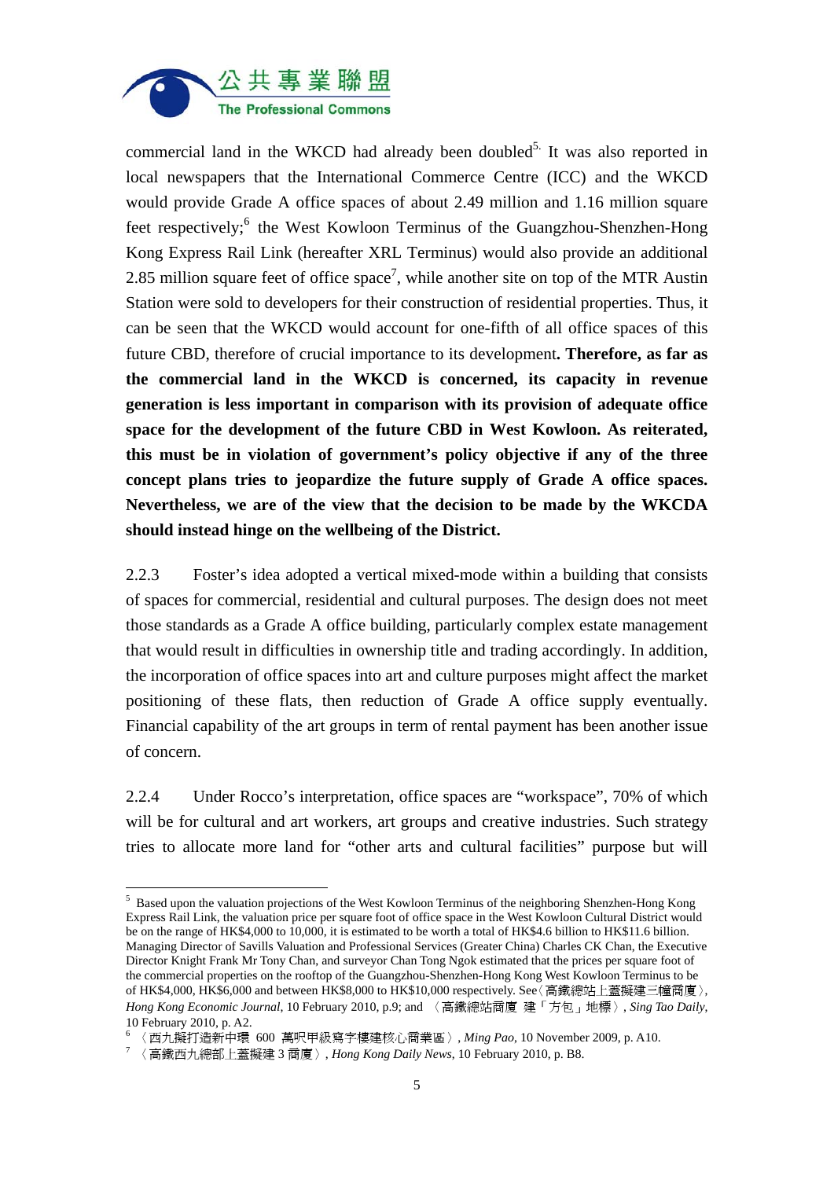commercial land in the WKCD had already been doubled[5]. It was also reported in local newspapers that the International Commerce Centre (ICC) and the WKCD would provide Grade A office spaces of about 2.49 million and 1.16 million square feet respectively;[6] the West Kowloon Terminus of the Guangzhou-Shenzhen-Hong Kong Express Rail Link (hereafter XRL Terminus) would also provide an additional 2.85 million square feet of office space[7], while another site on top of the MTR Austin Station were sold to developers for their construction of residential properties. Thus, it can be seen that the WKCD would account for one-fifth of all office spaces of this future CBD, therefore of crucial importance to its development. **Therefore, as far as the commercial land in the WKCD is concerned, its capacity in revenue generation is less important in comparison with its provision of adequate office space for the development of the future CBD in West Kowloon. As reiterated, this must be in violation of government's policy objective if any of the three concept plans tries to jeopardize the future supply of Grade A office spaces. Nevertheless, we are of the view that the decision to be made by the WKCDA should instead hinge on the wellbeing of the District.**

2.2.3 Foster's idea adopted a vertical mixed-mode within a building that consists of spaces for commercial, residential and cultural purposes. The design does not meet those standards as a Grade A office building, particularly complex estate management that would result in difficulties in ownership title and trading accordingly. In addition, the incorporation of office spaces into art and culture purposes might affect the market positioning of these flats, then reduction of Grade A office supply eventually. Financial capability of the art groups in term of rental payment has been another issue of concern.

2.2.4 Under Rocco's interpretation, office spaces are "workspace", 70% of which will be for cultural and art workers, art groups and creative industries. Such strategy tries to allocate more land for "other arts and cultural facilities" purpose but will

---

[5] Based upon the valuation projections of the West Kowloon Terminus of the neighboring Shenzhen-Hong Kong Express Rail Link, the valuation price per square foot of office space in the West Kowloon Cultural District would be on the range of HK$4,000 to 10,000, it is estimated to be worth a total of HK$4.6 billion to HK$11.6 billion. Managing Director of Savills Valuation and Professional Services (Greater China) Charles CK Chan, the Executive Director Knight Frank Mr Tony Chan, and surveyor Chan Tong Ngok estimated that the prices per square foot of the commercial properties on the rooftop of the Guangzhou-Shenzhen-Hong Kong West Kowloon Terminus to be of HK$4,000, HK$6,000 and between HK$8,000 to HK$10,000 respectively. See〈高鐵總站上蓋擬建三幢商廈〉, *Hong Kong Economic Journal*, 10 February 2010, p.9; and 〈高鐵總站商廈 建「方包」地標〉, *Sing Tao Daily*, 10 February 2010, p. A2.

[6] 〈西九擬打造新中環 600 萬呎甲級寫字樓建核心商業區〉, *Ming Pao*, 10 November 2009, p. A10.

[7] 〈高鐵西九總部上蓋擬建 3 商廈〉, *Hong Kong Daily News*, 10 February 2010, p. B8.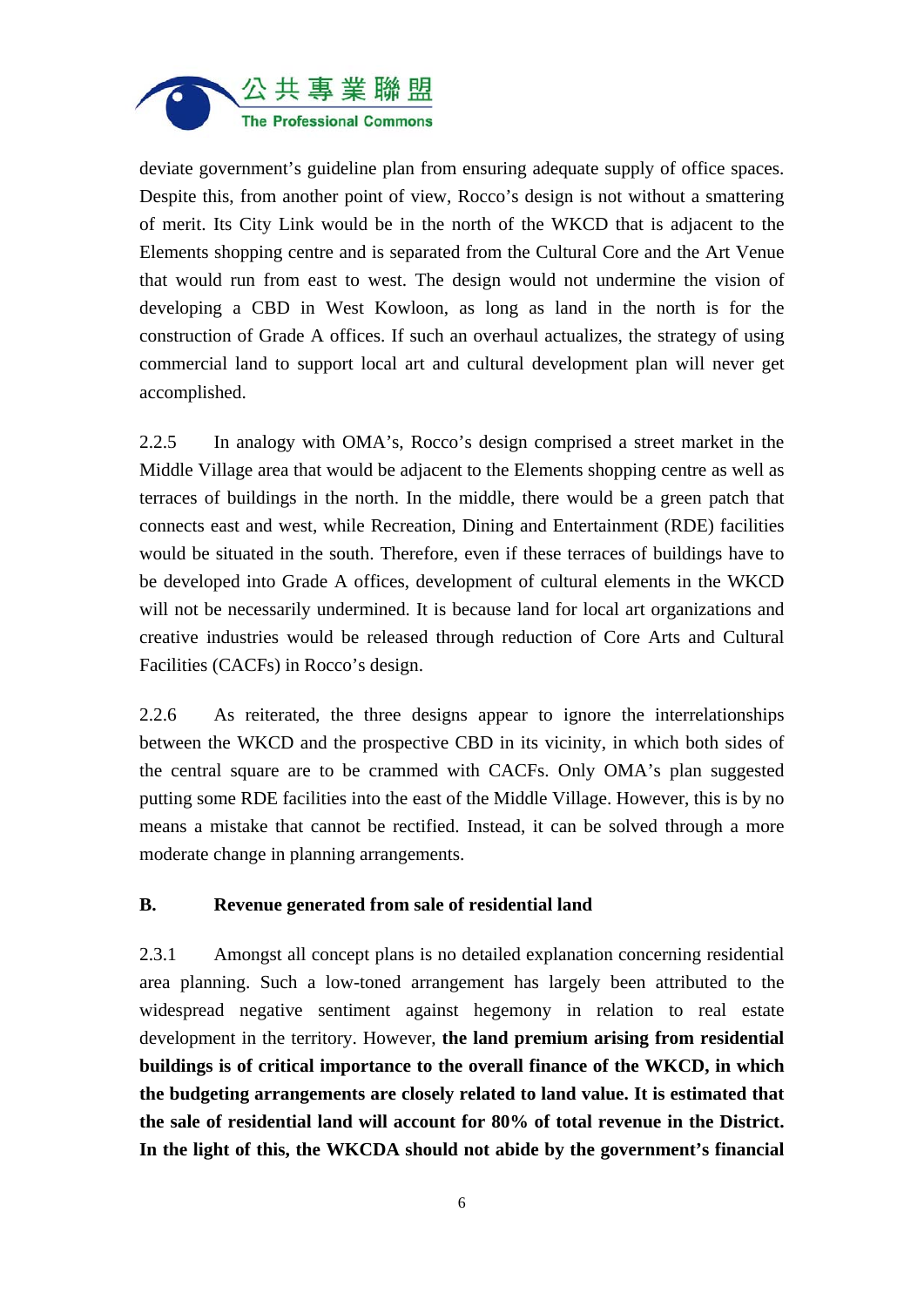deviate government's guideline plan from ensuring adequate supply of office spaces. Despite this, from another point of view, Rocco's design is not without a smattering of merit. Its City Link would be in the north of the WKCD that is adjacent to the Elements shopping centre and is separated from the Cultural Core and the Art Venue that would run from east to west. The design would not undermine the vision of developing a CBD in West Kowloon, as long as land in the north is for the construction of Grade A offices. If such an overhaul actualizes, the strategy of using commercial land to support local art and cultural development plan will never get accomplished.

2.2.5 In analogy with OMA's, Rocco's design comprised a street market in the Middle Village area that would be adjacent to the Elements shopping centre as well as terraces of buildings in the north. In the middle, there would be a green patch that connects east and west, while Recreation, Dining and Entertainment (RDE) facilities would be situated in the south. Therefore, even if these terraces of buildings have to be developed into Grade A offices, development of cultural elements in the WKCD will not be necessarily undermined. It is because land for local art organizations and creative industries would be released through reduction of Core Arts and Cultural Facilities (CACFs) in Rocco's design.

2.2.6 As reiterated, the three designs appear to ignore the interrelationships between the WKCD and the prospective CBD in its vicinity, in which both sides of the central square are to be crammed with CACFs. Only OMA's plan suggested putting some RDE facilities into the east of the Middle Village. However, this is by no means a mistake that cannot be rectified. Instead, it can be solved through a more moderate change in planning arrangements.

## B. Revenue generated from sale of residential land

2.3.1 Amongst all concept plans is no detailed explanation concerning residential area planning. Such a low-toned arrangement has largely been attributed to the widespread negative sentiment against hegemony in relation to real estate development in the territory. However, **the land premium arising from residential buildings is of critical importance to the overall finance of the WKCD, in which the budgeting arrangements are closely related to land value. It is estimated that the sale of residential land will account for 80% of total revenue in the District. In the light of this, the WKCDA should not abide by the government's financial**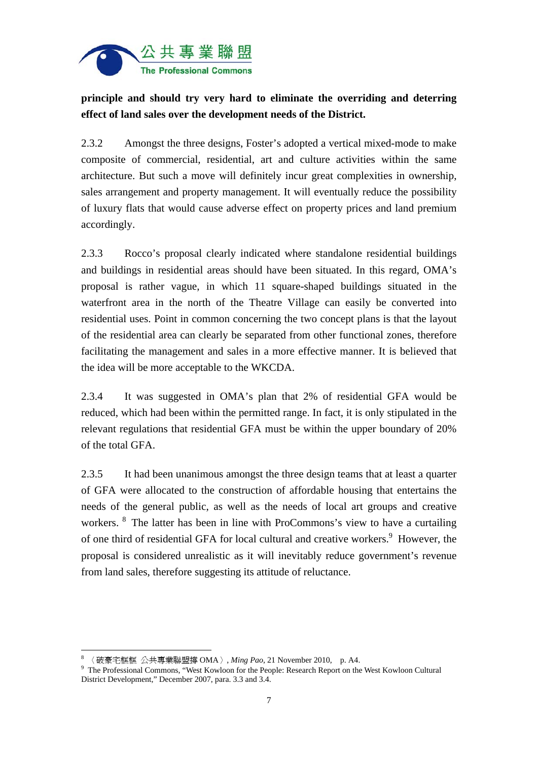**principle and should try very hard to eliminate the overriding and deterring effect of land sales over the development needs of the District.**

2.3.2 Amongst the three designs, Foster's adopted a vertical mixed-mode to make composite of commercial, residential, art and culture activities within the same architecture. But such a move will definitely incur great complexities in ownership, sales arrangement and property management. It will eventually reduce the possibility of luxury flats that would cause adverse effect on property prices and land premium accordingly.

2.3.3 Rocco's proposal clearly indicated where standalone residential buildings and buildings in residential areas should have been situated. In this regard, OMA's proposal is rather vague, in which 11 square-shaped buildings situated in the waterfront area in the north of the Theatre Village can easily be converted into residential uses. Point in common concerning the two concept plans is that the layout of the residential area can clearly be separated from other functional zones, therefore facilitating the management and sales in a more effective manner. It is believed that the idea will be more acceptable to the WKCDA.

2.3.4 It was suggested in OMA's plan that 2% of residential GFA would be reduced, which had been within the permitted range. In fact, it is only stipulated in the relevant regulations that residential GFA must be within the upper boundary of 20% of the total GFA.

2.3.5 It had been unanimous amongst the three design teams that at least a quarter of GFA were allocated to the construction of affordable housing that entertains the needs of the general public, as well as the needs of local art groups and creative workers.[8] The latter has been in line with ProCommons's view to have a curtailing of one third of residential GFA for local cultural and creative workers.[9] However, the proposal is considered unrealistic as it will inevitably reduce government's revenue from land sales, therefore suggesting its attitude of reluctance.

---

[8] 〈破豪宅框框 公共專業聯盟撐 OMA〉, *Ming Pao*, 21 November 2010, p. A4.

[9] The Professional Commons, "West Kowloon for the People: Research Report on the West Kowloon Cultural District Development," December 2007, para. 3.3 and 3.4.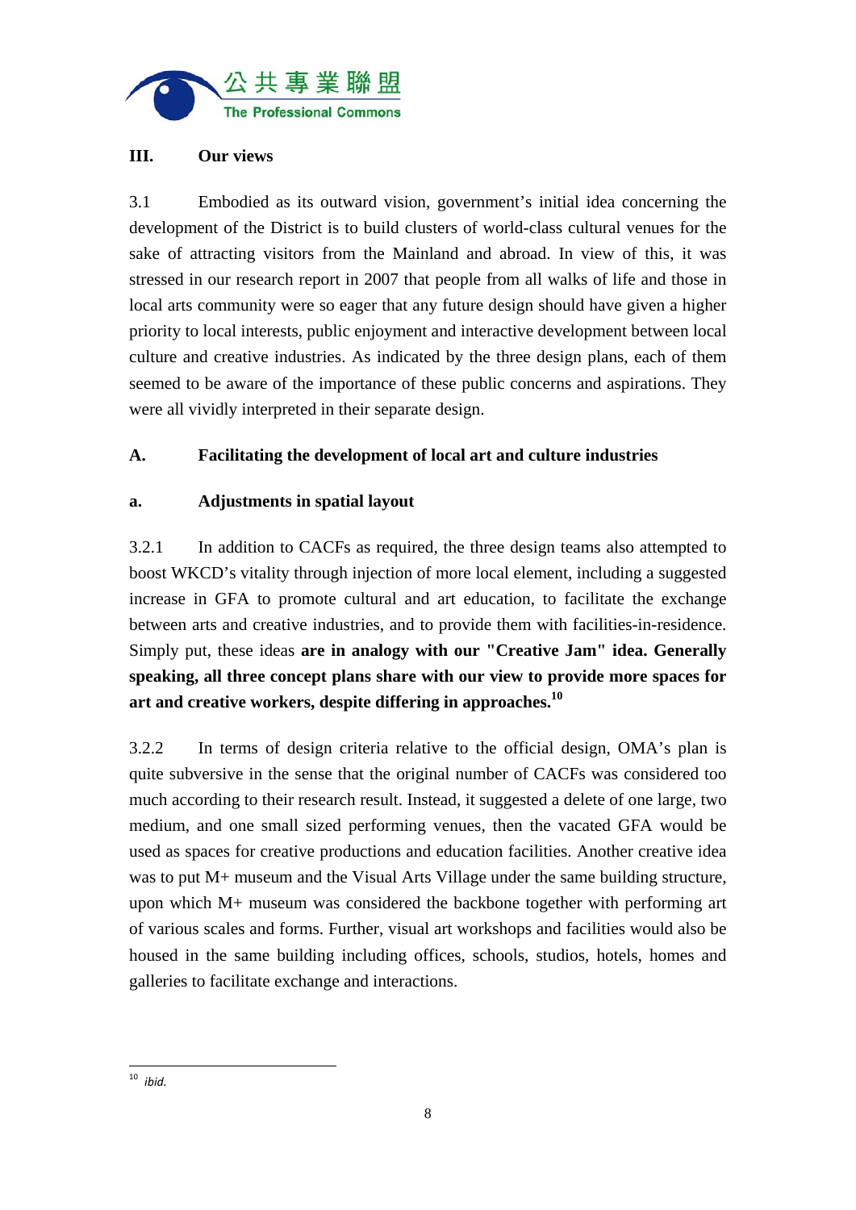## III. Our views

3.1 Embodied as its outward vision, government's initial idea concerning the development of the District is to build clusters of world-class cultural venues for the sake of attracting visitors from the Mainland and abroad. In view of this, it was stressed in our research report in 2007 that people from all walks of life and those in local arts community were so eager that any future design should have given a higher priority to local interests, public enjoyment and interactive development between local culture and creative industries. As indicated by the three design plans, each of them seemed to be aware of the importance of these public concerns and aspirations. They were all vividly interpreted in their separate design.

### A. Facilitating the development of local art and culture industries

#### a. Adjustments in spatial layout

3.2.1 In addition to CACFs as required, the three design teams also attempted to boost WKCD's vitality through injection of more local element, including a suggested increase in GFA to promote cultural and art education, to facilitate the exchange between arts and creative industries, and to provide them with facilities-in-residence. Simply put, these ideas **are in analogy with our "Creative Jam" idea. Generally speaking, all three concept plans share with our view to provide more spaces for art and creative workers, despite differing in approaches.**[10]

3.2.2 In terms of design criteria relative to the official design, OMA's plan is quite subversive in the sense that the original number of CACFs was considered too much according to their research result. Instead, it suggested a delete of one large, two medium, and one small sized performing venues, then the vacated GFA would be used as spaces for creative productions and education facilities. Another creative idea was to put M+ museum and the Visual Arts Village under the same building structure, upon which M+ museum was considered the backbone together with performing art of various scales and forms. Further, visual art workshops and facilities would also be housed in the same building including offices, schools, studios, hotels, homes and galleries to facilitate exchange and interactions.

---

[10] *ibid.*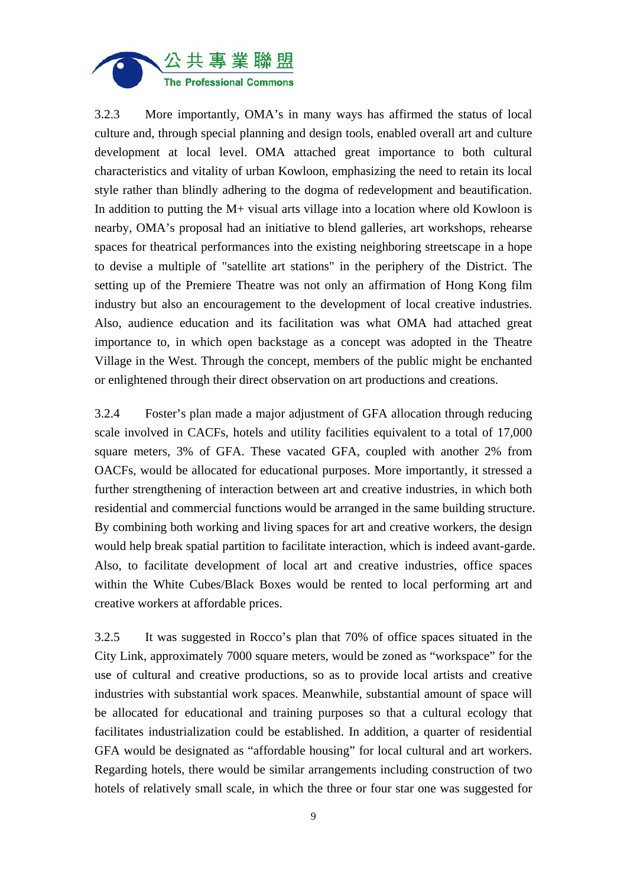3.2.3 More importantly, OMA's in many ways has affirmed the status of local culture and, through special planning and design tools, enabled overall art and culture development at local level. OMA attached great importance to both cultural characteristics and vitality of urban Kowloon, emphasizing the need to retain its local style rather than blindly adhering to the dogma of redevelopment and beautification. In addition to putting the M+ visual arts village into a location where old Kowloon is nearby, OMA's proposal had an initiative to blend galleries, art workshops, rehearse spaces for theatrical performances into the existing neighboring streetscape in a hope to devise a multiple of "satellite art stations" in the periphery of the District. The setting up of the Premiere Theatre was not only an affirmation of Hong Kong film industry but also an encouragement to the development of local creative industries. Also, audience education and its facilitation was what OMA had attached great importance to, in which open backstage as a concept was adopted in the Theatre Village in the West. Through the concept, members of the public might be enchanted or enlightened through their direct observation on art productions and creations.

3.2.4 Foster's plan made a major adjustment of GFA allocation through reducing scale involved in CACFs, hotels and utility facilities equivalent to a total of 17,000 square meters, 3% of GFA. These vacated GFA, coupled with another 2% from OACFs, would be allocated for educational purposes. More importantly, it stressed a further strengthening of interaction between art and creative industries, in which both residential and commercial functions would be arranged in the same building structure. By combining both working and living spaces for art and creative workers, the design would help break spatial partition to facilitate interaction, which is indeed avant-garde. Also, to facilitate development of local art and creative industries, office spaces within the White Cubes/Black Boxes would be rented to local performing art and creative workers at affordable prices.

3.2.5 It was suggested in Rocco's plan that 70% of office spaces situated in the City Link, approximately 7000 square meters, would be zoned as "workspace" for the use of cultural and creative productions, so as to provide local artists and creative industries with substantial work spaces. Meanwhile, substantial amount of space will be allocated for educational and training purposes so that a cultural ecology that facilitates industrialization could be established. In addition, a quarter of residential GFA would be designated as "affordable housing" for local cultural and art workers. Regarding hotels, there would be similar arrangements including construction of two hotels of relatively small scale, in which the three or four star one was suggested for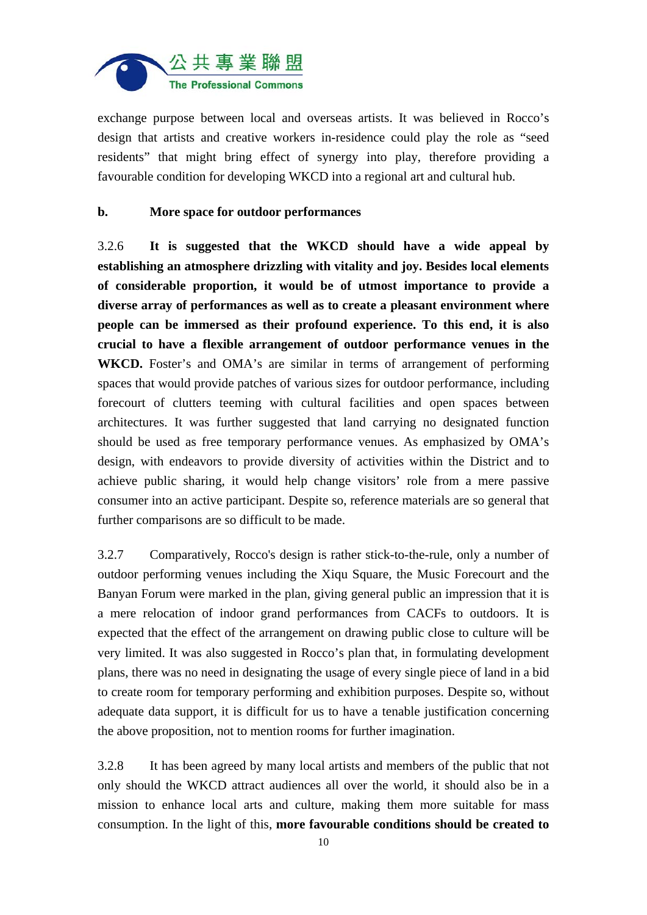exchange purpose between local and overseas artists. It was believed in Rocco's design that artists and creative workers in-residence could play the role as "seed residents" that might bring effect of synergy into play, therefore providing a favourable condition for developing WKCD into a regional art and cultural hub.

**b. More space for outdoor performances**

3.2.6 **It is suggested that the WKCD should have a wide appeal by establishing an atmosphere drizzling with vitality and joy. Besides local elements of considerable proportion, it would be of utmost importance to provide a diverse array of performances as well as to create a pleasant environment where people can be immersed as their profound experience. To this end, it is also crucial to have a flexible arrangement of outdoor performance venues in the WKCD.** Foster's and OMA's are similar in terms of arrangement of performing spaces that would provide patches of various sizes for outdoor performance, including forecourt of clutters teeming with cultural facilities and open spaces between architectures. It was further suggested that land carrying no designated function should be used as free temporary performance venues. As emphasized by OMA's design, with endeavors to provide diversity of activities within the District and to achieve public sharing, it would help change visitors' role from a mere passive consumer into an active participant. Despite so, reference materials are so general that further comparisons are so difficult to be made.

3.2.7 Comparatively, Rocco's design is rather stick-to-the-rule, only a number of outdoor performing venues including the Xiqu Square, the Music Forecourt and the Banyan Forum were marked in the plan, giving general public an impression that it is a mere relocation of indoor grand performances from CACFs to outdoors. It is expected that the effect of the arrangement on drawing public close to culture will be very limited. It was also suggested in Rocco's plan that, in formulating development plans, there was no need in designating the usage of every single piece of land in a bid to create room for temporary performing and exhibition purposes. Despite so, without adequate data support, it is difficult for us to have a tenable justification concerning the above proposition, not to mention rooms for further imagination.

3.2.8 It has been agreed by many local artists and members of the public that not only should the WKCD attract audiences all over the world, it should also be in a mission to enhance local arts and culture, making them more suitable for mass consumption. In the light of this, **more favourable conditions should be created to**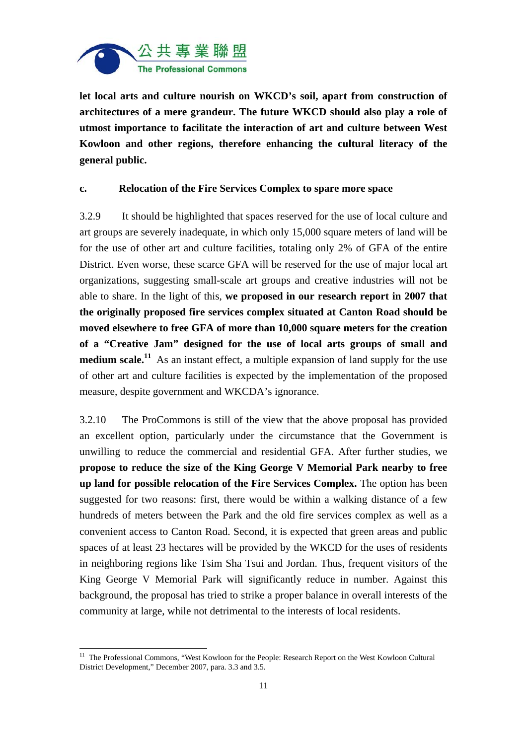**let local arts and culture nourish on WKCD's soil, apart from construction of architectures of a mere grandeur. The future WKCD should also play a role of utmost importance to facilitate the interaction of art and culture between West Kowloon and other regions, therefore enhancing the cultural literacy of the general public.**

**c. Relocation of the Fire Services Complex to spare more space**

3.2.9 It should be highlighted that spaces reserved for the use of local culture and art groups are severely inadequate, in which only 15,000 square meters of land will be for the use of other art and culture facilities, totaling only 2% of GFA of the entire District. Even worse, these scarce GFA will be reserved for the use of major local art organizations, suggesting small-scale art groups and creative industries will not be able to share. In the light of this, **we proposed in our research report in 2007 that the originally proposed fire services complex situated at Canton Road should be moved elsewhere to free GFA of more than 10,000 square meters for the creation of a "Creative Jam" designed for the use of local arts groups of small and medium scale.**[11] As an instant effect, a multiple expansion of land supply for the use of other art and culture facilities is expected by the implementation of the proposed measure, despite government and WKCDA's ignorance.

3.2.10 The ProCommons is still of the view that the above proposal has provided an excellent option, particularly under the circumstance that the Government is unwilling to reduce the commercial and residential GFA. After further studies, we **propose to reduce the size of the King George V Memorial Park nearby to free up land for possible relocation of the Fire Services Complex.** The option has been suggested for two reasons: first, there would be within a walking distance of a few hundreds of meters between the Park and the old fire services complex as well as a convenient access to Canton Road. Second, it is expected that green areas and public spaces of at least 23 hectares will be provided by the WKCD for the uses of residents in neighboring regions like Tsim Sha Tsui and Jordan. Thus, frequent visitors of the King George V Memorial Park will significantly reduce in number. Against this background, the proposal has tried to strike a proper balance in overall interests of the community at large, while not detrimental to the interests of local residents.

---

[11] The Professional Commons, "West Kowloon for the People: Research Report on the West Kowloon Cultural District Development," December 2007, para. 3.3 and 3.5.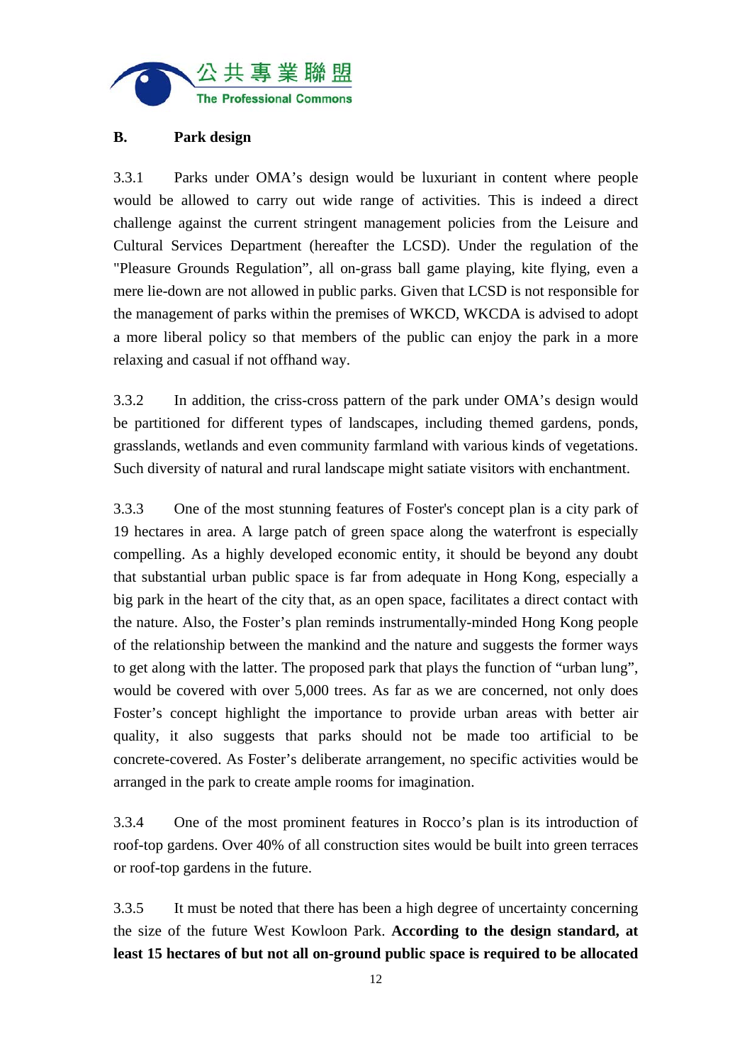## B. Park design

3.3.1 Parks under OMA's design would be luxuriant in content where people would be allowed to carry out wide range of activities. This is indeed a direct challenge against the current stringent management policies from the Leisure and Cultural Services Department (hereafter the LCSD). Under the regulation of the "Pleasure Grounds Regulation", all on-grass ball game playing, kite flying, even a mere lie-down are not allowed in public parks. Given that LCSD is not responsible for the management of parks within the premises of WKCD, WKCDA is advised to adopt a more liberal policy so that members of the public can enjoy the park in a more relaxing and casual if not offhand way.

3.3.2 In addition, the criss-cross pattern of the park under OMA's design would be partitioned for different types of landscapes, including themed gardens, ponds, grasslands, wetlands and even community farmland with various kinds of vegetations. Such diversity of natural and rural landscape might satiate visitors with enchantment.

3.3.3 One of the most stunning features of Foster's concept plan is a city park of 19 hectares in area. A large patch of green space along the waterfront is especially compelling. As a highly developed economic entity, it should be beyond any doubt that substantial urban public space is far from adequate in Hong Kong, especially a big park in the heart of the city that, as an open space, facilitates a direct contact with the nature. Also, the Foster's plan reminds instrumentally-minded Hong Kong people of the relationship between the mankind and the nature and suggests the former ways to get along with the latter. The proposed park that plays the function of "urban lung", would be covered with over 5,000 trees. As far as we are concerned, not only does Foster's concept highlight the importance to provide urban areas with better air quality, it also suggests that parks should not be made too artificial to be concrete-covered. As Foster's deliberate arrangement, no specific activities would be arranged in the park to create ample rooms for imagination.

3.3.4 One of the most prominent features in Rocco's plan is its introduction of roof-top gardens. Over 40% of all construction sites would be built into green terraces or roof-top gardens in the future.

3.3.5 It must be noted that there has been a high degree of uncertainty concerning the size of the future West Kowloon Park. **According to the design standard, at least 15 hectares of but not all on-ground public space is required to be allocated**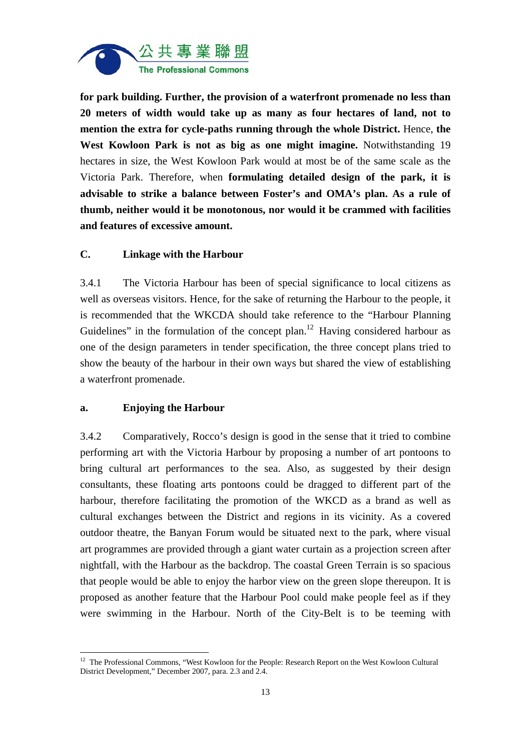**for park building. Further, the provision of a waterfront promenade no less than 20 meters of width would take up as many as four hectares of land, not to mention the extra for cycle-paths running through the whole District.** Hence, **the West Kowloon Park is not as big as one might imagine.** Notwithstanding 19 hectares in size, the West Kowloon Park would at most be of the same scale as the Victoria Park. Therefore, when **formulating detailed design of the park, it is advisable to strike a balance between Foster's and OMA's plan. As a rule of thumb, neither would it be monotonous, nor would it be crammed with facilities and features of excessive amount.**

## C. Linkage with the Harbour

3.4.1 The Victoria Harbour has been of special significance to local citizens as well as overseas visitors. Hence, for the sake of returning the Harbour to the people, it is recommended that the WKCDA should take reference to the "Harbour Planning Guidelines" in the formulation of the concept plan.[12] Having considered harbour as one of the design parameters in tender specification, the three concept plans tried to show the beauty of the harbour in their own ways but shared the view of establishing a waterfront promenade.

### a. Enjoying the Harbour

3.4.2 Comparatively, Rocco's design is good in the sense that it tried to combine performing art with the Victoria Harbour by proposing a number of art pontoons to bring cultural art performances to the sea. Also, as suggested by their design consultants, these floating arts pontoons could be dragged to different part of the harbour, therefore facilitating the promotion of the WKCD as a brand as well as cultural exchanges between the District and regions in its vicinity. As a covered outdoor theatre, the Banyan Forum would be situated next to the park, where visual art programmes are provided through a giant water curtain as a projection screen after nightfall, with the Harbour as the backdrop. The coastal Green Terrain is so spacious that people would be able to enjoy the harbor view on the green slope thereupon. It is proposed as another feature that the Harbour Pool could make people feel as if they were swimming in the Harbour. North of the City-Belt is to be teeming with

[12] The Professional Commons, "West Kowloon for the People: Research Report on the West Kowloon Cultural District Development," December 2007, para. 2.3 and 2.4.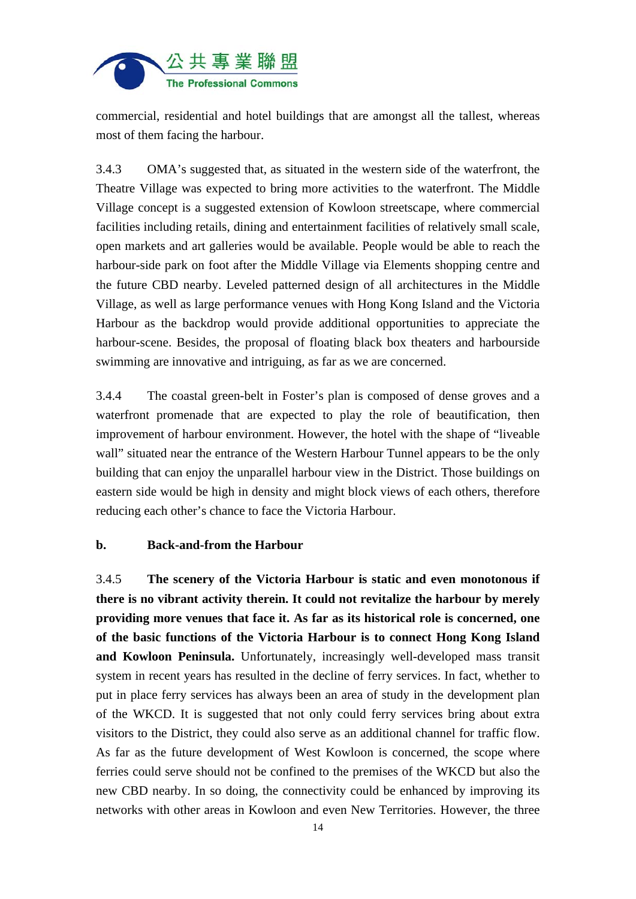commercial, residential and hotel buildings that are amongst all the tallest, whereas most of them facing the harbour.

3.4.3 OMA's suggested that, as situated in the western side of the waterfront, the Theatre Village was expected to bring more activities to the waterfront. The Middle Village concept is a suggested extension of Kowloon streetscape, where commercial facilities including retails, dining and entertainment facilities of relatively small scale, open markets and art galleries would be available. People would be able to reach the harbour-side park on foot after the Middle Village via Elements shopping centre and the future CBD nearby. Leveled patterned design of all architectures in the Middle Village, as well as large performance venues with Hong Kong Island and the Victoria Harbour as the backdrop would provide additional opportunities to appreciate the harbour-scene. Besides, the proposal of floating black box theaters and harbourside swimming are innovative and intriguing, as far as we are concerned.

3.4.4 The coastal green-belt in Foster's plan is composed of dense groves and a waterfront promenade that are expected to play the role of beautification, then improvement of harbour environment. However, the hotel with the shape of "liveable wall" situated near the entrance of the Western Harbour Tunnel appears to be the only building that can enjoy the unparallel harbour view in the District. Those buildings on eastern side would be high in density and might block views of each others, therefore reducing each other's chance to face the Victoria Harbour.

**b. Back-and-from the Harbour**

3.4.5 **The scenery of the Victoria Harbour is static and even monotonous if there is no vibrant activity therein. It could not revitalize the harbour by merely providing more venues that face it. As far as its historical role is concerned, one of the basic functions of the Victoria Harbour is to connect Hong Kong Island and Kowloon Peninsula.** Unfortunately, increasingly well-developed mass transit system in recent years has resulted in the decline of ferry services. In fact, whether to put in place ferry services has always been an area of study in the development plan of the WKCD. It is suggested that not only could ferry services bring about extra visitors to the District, they could also serve as an additional channel for traffic flow. As far as the future development of West Kowloon is concerned, the scope where ferries could serve should not be confined to the premises of the WKCD but also the new CBD nearby. In so doing, the connectivity could be enhanced by improving its networks with other areas in Kowloon and even New Territories. However, the three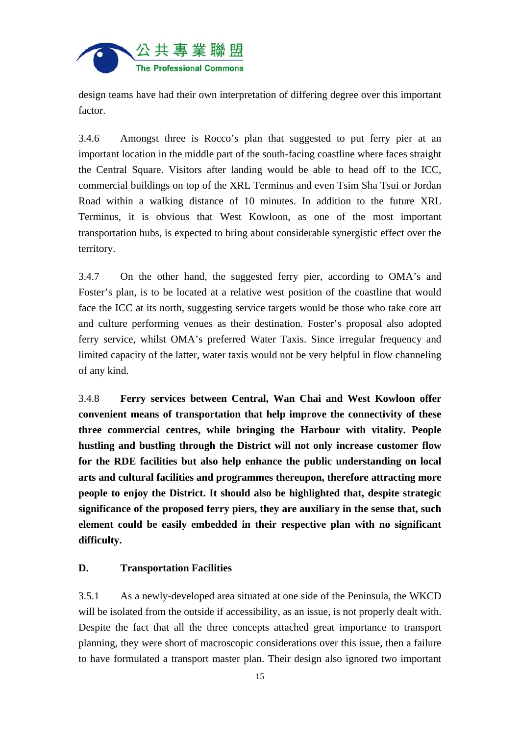design teams have had their own interpretation of differing degree over this important factor.

3.4.6 Amongst three is Rocco's plan that suggested to put ferry pier at an important location in the middle part of the south-facing coastline where faces straight the Central Square. Visitors after landing would be able to head off to the ICC, commercial buildings on top of the XRL Terminus and even Tsim Sha Tsui or Jordan Road within a walking distance of 10 minutes. In addition to the future XRL Terminus, it is obvious that West Kowloon, as one of the most important transportation hubs, is expected to bring about considerable synergistic effect over the territory.

3.4.7 On the other hand, the suggested ferry pier, according to OMA's and Foster's plan, is to be located at a relative west position of the coastline that would face the ICC at its north, suggesting service targets would be those who take core art and culture performing venues as their destination. Foster's proposal also adopted ferry service, whilst OMA's preferred Water Taxis. Since irregular frequency and limited capacity of the latter, water taxis would not be very helpful in flow channeling of any kind.

3.4.8 **Ferry services between Central, Wan Chai and West Kowloon offer convenient means of transportation that help improve the connectivity of these three commercial centres, while bringing the Harbour with vitality. People hustling and bustling through the District will not only increase customer flow for the RDE facilities but also help enhance the public understanding on local arts and cultural facilities and programmes thereupon, therefore attracting more people to enjoy the District. It should also be highlighted that, despite strategic significance of the proposed ferry piers, they are auxiliary in the sense that, such element could be easily embedded in their respective plan with no significant difficulty.**

## D. Transportation Facilities

3.5.1 As a newly-developed area situated at one side of the Peninsula, the WKCD will be isolated from the outside if accessibility, as an issue, is not properly dealt with. Despite the fact that all the three concepts attached great importance to transport planning, they were short of macroscopic considerations over this issue, then a failure to have formulated a transport master plan. Their design also ignored two important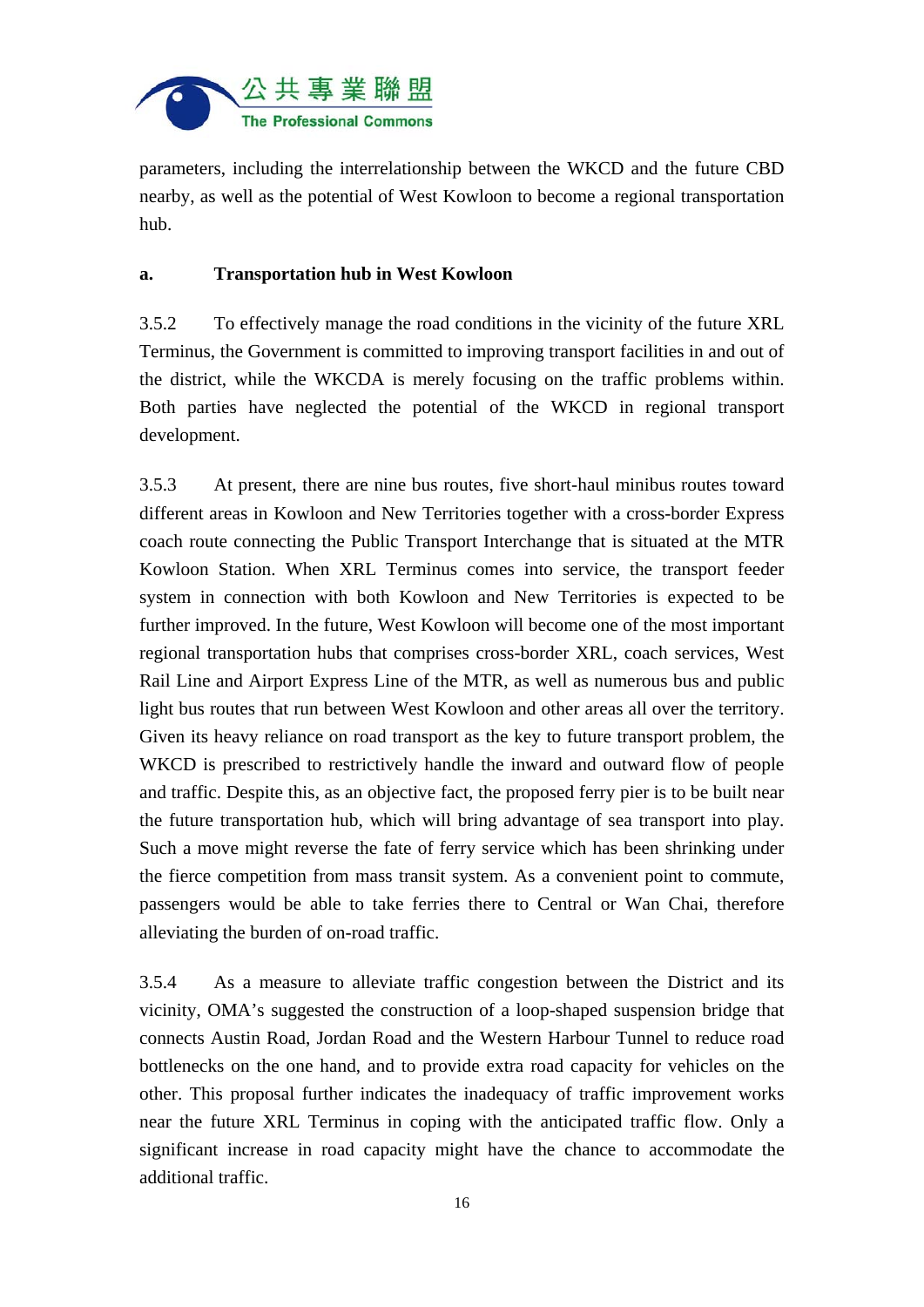parameters, including the interrelationship between the WKCD and the future CBD nearby, as well as the potential of West Kowloon to become a regional transportation hub.

**a. Transportation hub in West Kowloon**

3.5.2 To effectively manage the road conditions in the vicinity of the future XRL Terminus, the Government is committed to improving transport facilities in and out of the district, while the WKCDA is merely focusing on the traffic problems within. Both parties have neglected the potential of the WKCD in regional transport development.

3.5.3 At present, there are nine bus routes, five short-haul minibus routes toward different areas in Kowloon and New Territories together with a cross-border Express coach route connecting the Public Transport Interchange that is situated at the MTR Kowloon Station. When XRL Terminus comes into service, the transport feeder system in connection with both Kowloon and New Territories is expected to be further improved. In the future, West Kowloon will become one of the most important regional transportation hubs that comprises cross-border XRL, coach services, West Rail Line and Airport Express Line of the MTR, as well as numerous bus and public light bus routes that run between West Kowloon and other areas all over the territory. Given its heavy reliance on road transport as the key to future transport problem, the WKCD is prescribed to restrictively handle the inward and outward flow of people and traffic. Despite this, as an objective fact, the proposed ferry pier is to be built near the future transportation hub, which will bring advantage of sea transport into play. Such a move might reverse the fate of ferry service which has been shrinking under the fierce competition from mass transit system. As a convenient point to commute, passengers would be able to take ferries there to Central or Wan Chai, therefore alleviating the burden of on-road traffic.

3.5.4 As a measure to alleviate traffic congestion between the District and its vicinity, OMA's suggested the construction of a loop-shaped suspension bridge that connects Austin Road, Jordan Road and the Western Harbour Tunnel to reduce road bottlenecks on the one hand, and to provide extra road capacity for vehicles on the other. This proposal further indicates the inadequacy of traffic improvement works near the future XRL Terminus in coping with the anticipated traffic flow. Only a significant increase in road capacity might have the chance to accommodate the additional traffic.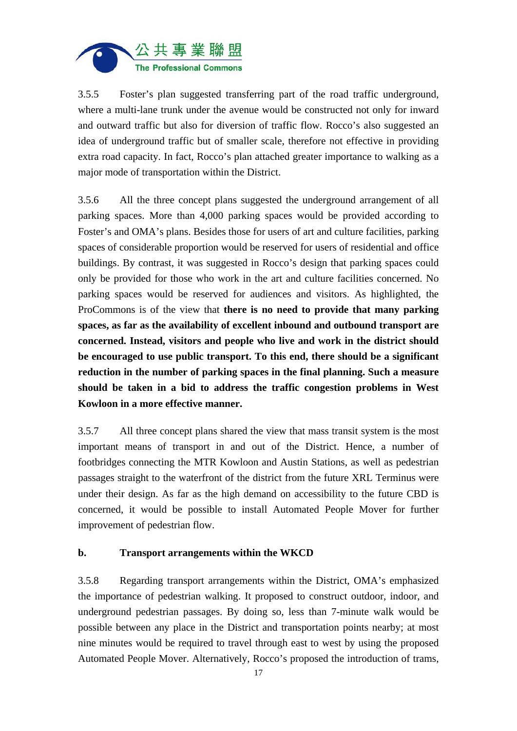3.5.5 Foster's plan suggested transferring part of the road traffic underground, where a multi-lane trunk under the avenue would be constructed not only for inward and outward traffic but also for diversion of traffic flow. Rocco's also suggested an idea of underground traffic but of smaller scale, therefore not effective in providing extra road capacity. In fact, Rocco's plan attached greater importance to walking as a major mode of transportation within the District.

3.5.6 All the three concept plans suggested the underground arrangement of all parking spaces. More than 4,000 parking spaces would be provided according to Foster's and OMA's plans. Besides those for users of art and culture facilities, parking spaces of considerable proportion would be reserved for users of residential and office buildings. By contrast, it was suggested in Rocco's design that parking spaces could only be provided for those who work in the art and culture facilities concerned. No parking spaces would be reserved for audiences and visitors. As highlighted, the ProCommons is of the view that **there is no need to provide that many parking spaces, as far as the availability of excellent inbound and outbound transport are concerned. Instead, visitors and people who live and work in the district should be encouraged to use public transport. To this end, there should be a significant reduction in the number of parking spaces in the final planning. Such a measure should be taken in a bid to address the traffic congestion problems in West Kowloon in a more effective manner.**

3.5.7 All three concept plans shared the view that mass transit system is the most important means of transport in and out of the District. Hence, a number of footbridges connecting the MTR Kowloon and Austin Stations, as well as pedestrian passages straight to the waterfront of the district from the future XRL Terminus were under their design. As far as the high demand on accessibility to the future CBD is concerned, it would be possible to install Automated People Mover for further improvement of pedestrian flow.

**b. Transport arrangements within the WKCD**

3.5.8 Regarding transport arrangements within the District, OMA's emphasized the importance of pedestrian walking. It proposed to construct outdoor, indoor, and underground pedestrian passages. By doing so, less than 7-minute walk would be possible between any place in the District and transportation points nearby; at most nine minutes would be required to travel through east to west by using the proposed Automated People Mover. Alternatively, Rocco's proposed the introduction of trams,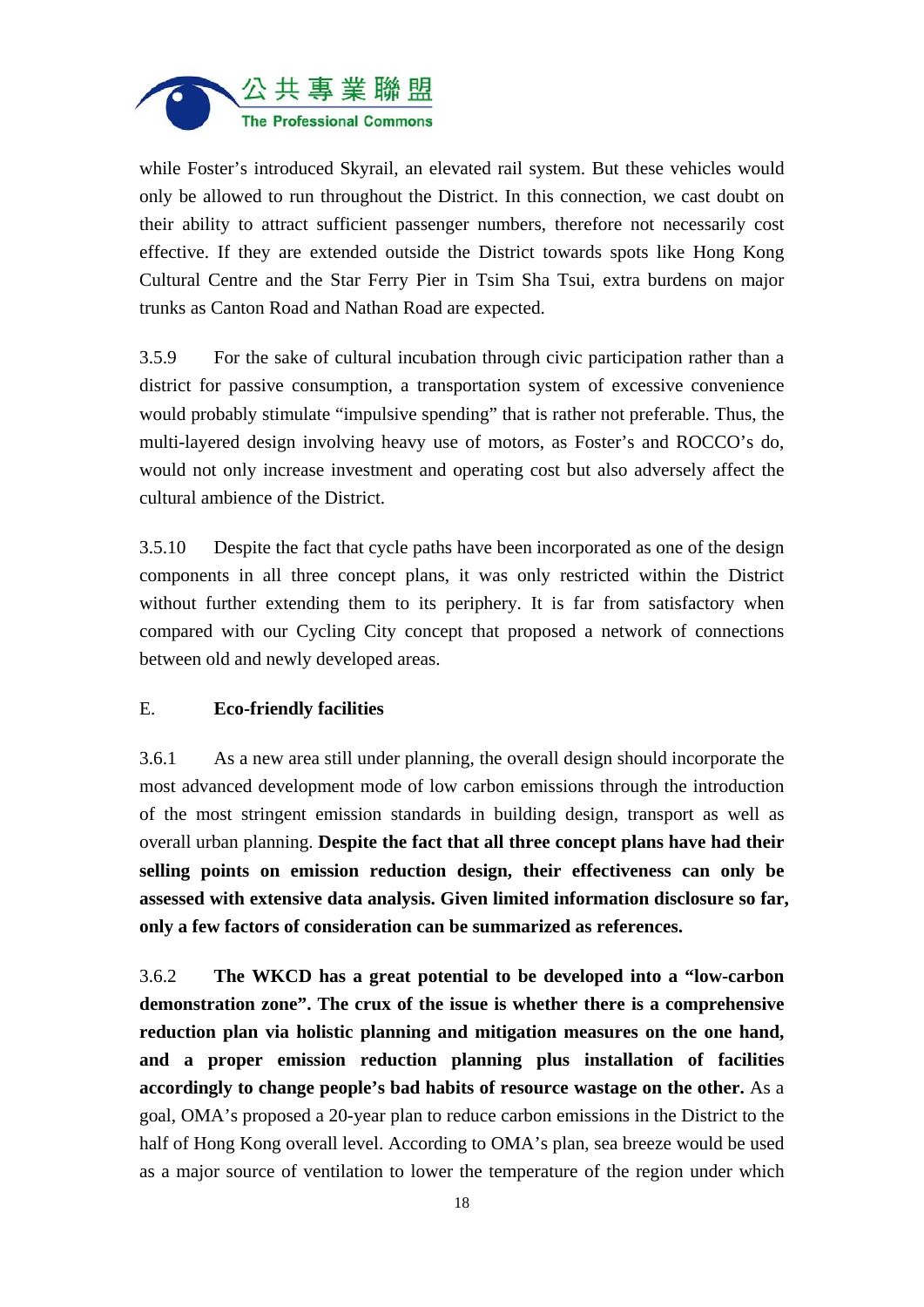while Foster's introduced Skyrail, an elevated rail system. But these vehicles would only be allowed to run throughout the District. In this connection, we cast doubt on their ability to attract sufficient passenger numbers, therefore not necessarily cost effective. If they are extended outside the District towards spots like Hong Kong Cultural Centre and the Star Ferry Pier in Tsim Sha Tsui, extra burdens on major trunks as Canton Road and Nathan Road are expected.

3.5.9 For the sake of cultural incubation through civic participation rather than a district for passive consumption, a transportation system of excessive convenience would probably stimulate "impulsive spending" that is rather not preferable. Thus, the multi-layered design involving heavy use of motors, as Foster's and ROCCO's do, would not only increase investment and operating cost but also adversely affect the cultural ambience of the District.

3.5.10 Despite the fact that cycle paths have been incorporated as one of the design components in all three concept plans, it was only restricted within the District without further extending them to its periphery. It is far from satisfactory when compared with our Cycling City concept that proposed a network of connections between old and newly developed areas.

E. **Eco-friendly facilities**

3.6.1 As a new area still under planning, the overall design should incorporate the most advanced development mode of low carbon emissions through the introduction of the most stringent emission standards in building design, transport as well as overall urban planning. **Despite the fact that all three concept plans have had their selling points on emission reduction design, their effectiveness can only be assessed with extensive data analysis. Given limited information disclosure so far, only a few factors of consideration can be summarized as references.**

3.6.2 **The WKCD has a great potential to be developed into a "low-carbon demonstration zone". The crux of the issue is whether there is a comprehensive reduction plan via holistic planning and mitigation measures on the one hand, and a proper emission reduction planning plus installation of facilities accordingly to change people's bad habits of resource wastage on the other.** As a goal, OMA's proposed a 20-year plan to reduce carbon emissions in the District to the half of Hong Kong overall level. According to OMA's plan, sea breeze would be used as a major source of ventilation to lower the temperature of the region under which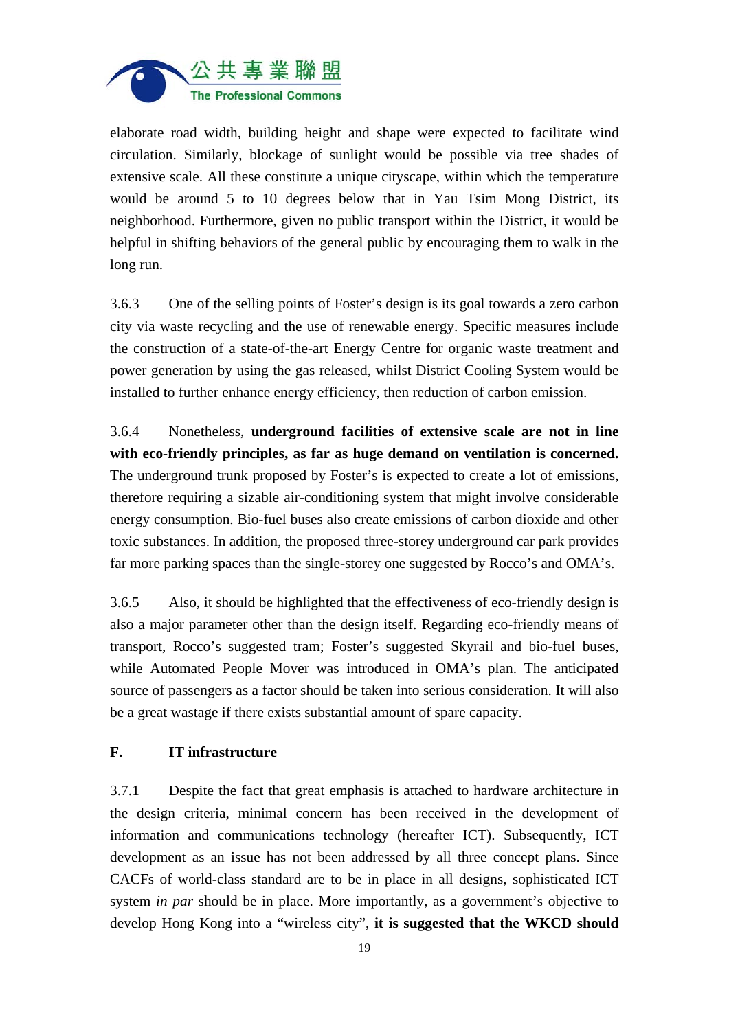elaborate road width, building height and shape were expected to facilitate wind circulation. Similarly, blockage of sunlight would be possible via tree shades of extensive scale. All these constitute a unique cityscape, within which the temperature would be around 5 to 10 degrees below that in Yau Tsim Mong District, its neighborhood. Furthermore, given no public transport within the District, it would be helpful in shifting behaviors of the general public by encouraging them to walk in the long run.

3.6.3 One of the selling points of Foster's design is its goal towards a zero carbon city via waste recycling and the use of renewable energy. Specific measures include the construction of a state-of-the-art Energy Centre for organic waste treatment and power generation by using the gas released, whilst District Cooling System would be installed to further enhance energy efficiency, then reduction of carbon emission.

3.6.4 Nonetheless, **underground facilities of extensive scale are not in line with eco-friendly principles, as far as huge demand on ventilation is concerned.** The underground trunk proposed by Foster's is expected to create a lot of emissions, therefore requiring a sizable air-conditioning system that might involve considerable energy consumption. Bio-fuel buses also create emissions of carbon dioxide and other toxic substances. In addition, the proposed three-storey underground car park provides far more parking spaces than the single-storey one suggested by Rocco's and OMA's.

3.6.5 Also, it should be highlighted that the effectiveness of eco-friendly design is also a major parameter other than the design itself. Regarding eco-friendly means of transport, Rocco's suggested tram; Foster's suggested Skyrail and bio-fuel buses, while Automated People Mover was introduced in OMA's plan. The anticipated source of passengers as a factor should be taken into serious consideration. It will also be a great wastage if there exists substantial amount of spare capacity.

## F. IT infrastructure

3.7.1 Despite the fact that great emphasis is attached to hardware architecture in the design criteria, minimal concern has been received in the development of information and communications technology (hereafter ICT). Subsequently, ICT development as an issue has not been addressed by all three concept plans. Since CACFs of world-class standard are to be in place in all designs, sophisticated ICT system *in par* should be in place. More importantly, as a government's objective to develop Hong Kong into a "wireless city", **it is suggested that the WKCD should**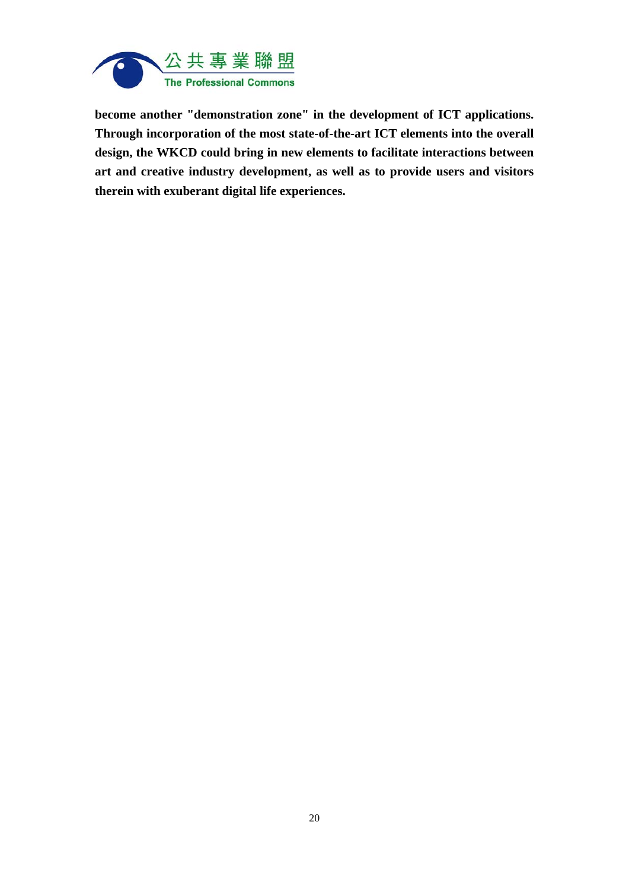**become another "demonstration zone" in the development of ICT applications. Through incorporation of the most state-of-the-art ICT elements into the overall design, the WKCD could bring in new elements to facilitate interactions between art and creative industry development, as well as to provide users and visitors therein with exuberant digital life experiences.**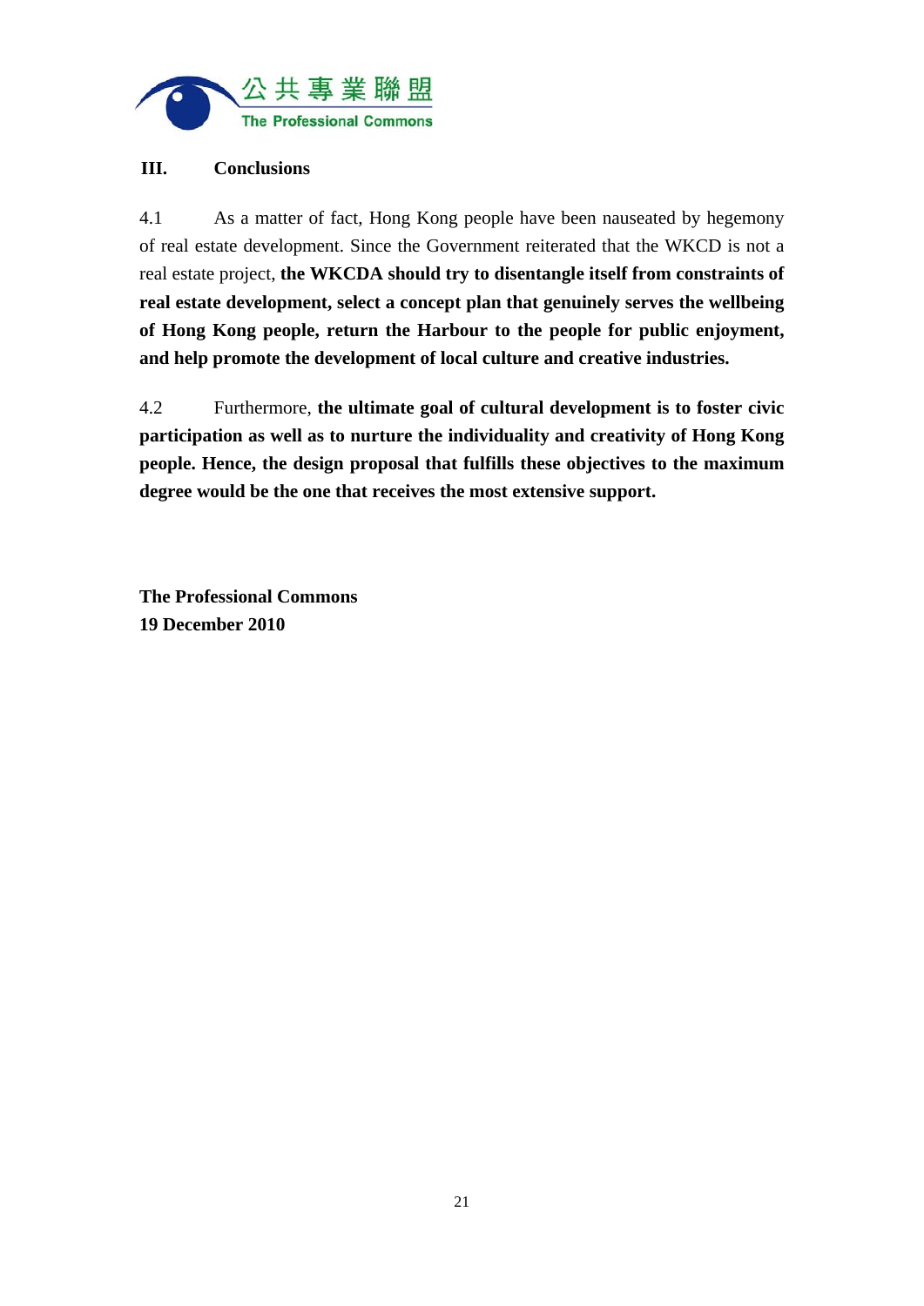## III. Conclusions

4.1 As a matter of fact, Hong Kong people have been nauseated by hegemony of real estate development. Since the Government reiterated that the WKCD is not a real estate project, **the WKCDA should try to disentangle itself from constraints of real estate development, select a concept plan that genuinely serves the wellbeing of Hong Kong people, return the Harbour to the people for public enjoyment, and help promote the development of local culture and creative industries.**

4.2 Furthermore, **the ultimate goal of cultural development is to foster civic participation as well as to nurture the individuality and creativity of Hong Kong people. Hence, the design proposal that fulfills these objectives to the maximum degree would be the one that receives the most extensive support.**

**The Professional Commons**
**19 December 2010**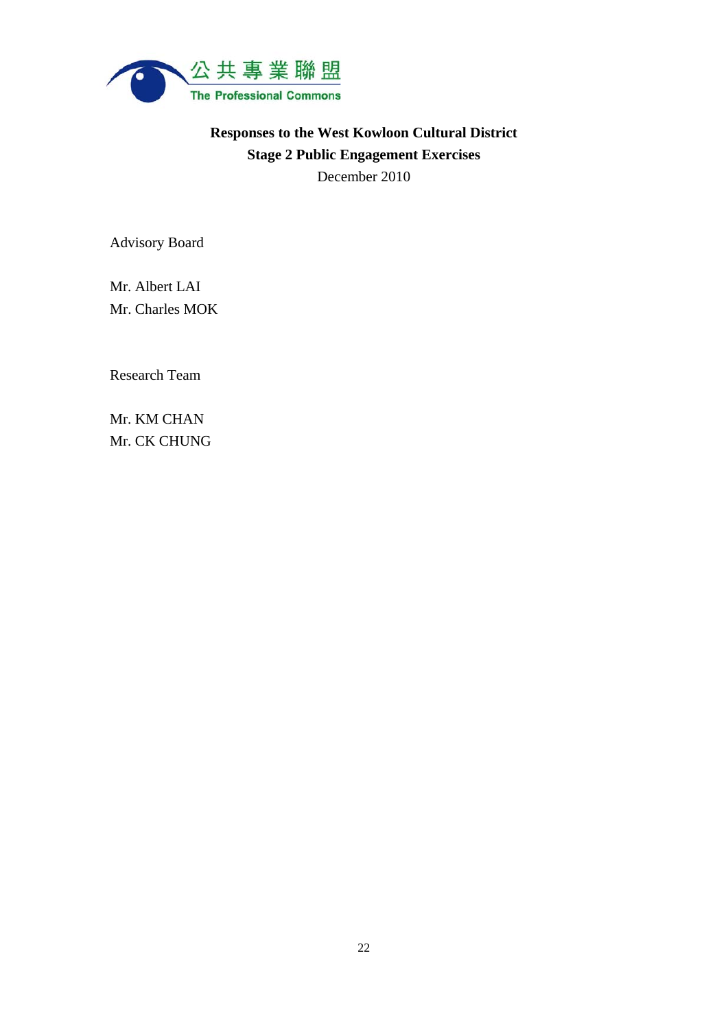公共專業聯盟
The Professional Commons

**Responses to the West Kowloon Cultural District**
**Stage 2 Public Engagement Exercises**
December 2010

Advisory Board

Mr. Albert LAI
Mr. Charles MOK

Research Team

Mr. KM CHAN
Mr. CK CHUNG